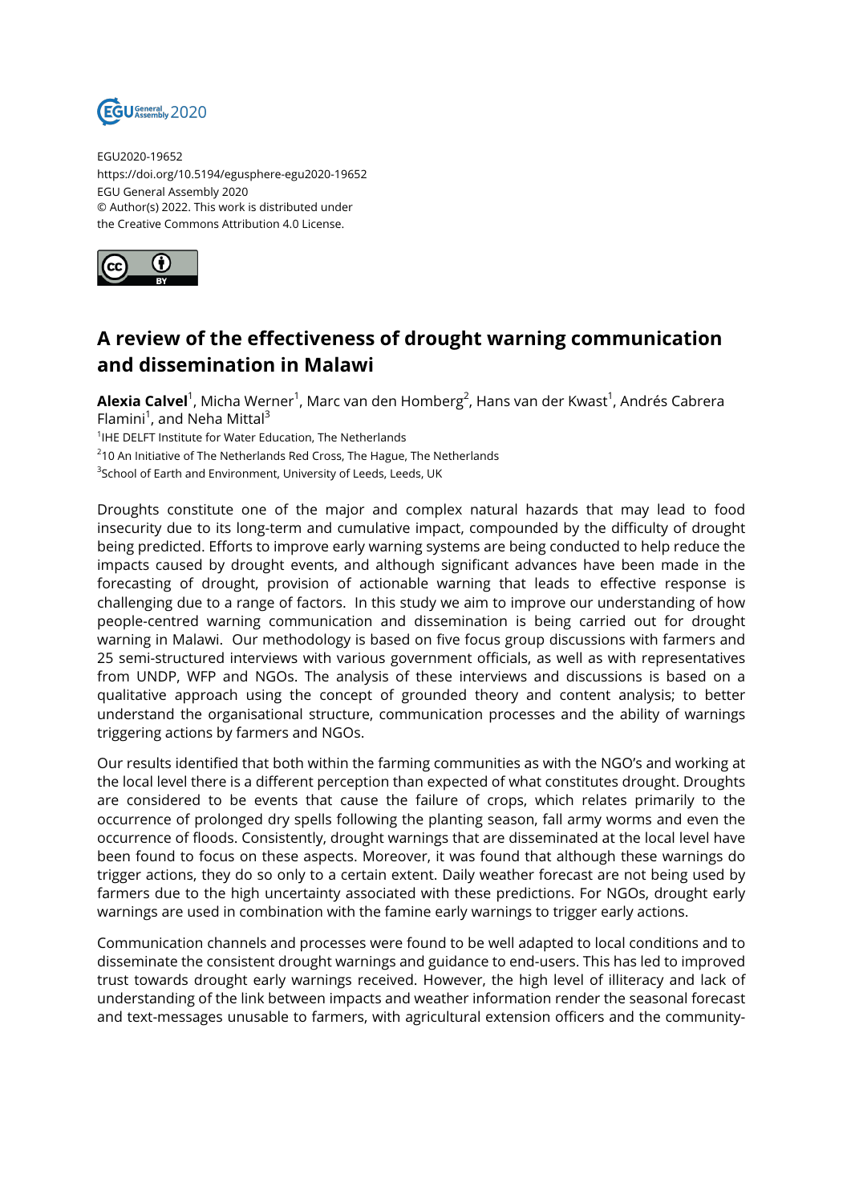EGU2020-19652
https://doi.org/10.5194/egusphere-egu2020-19652
EGU General Assembly 2020
© Author(s) 2022. This work is distributed under
the Creative Commons Attribution 4.0 License.

# A review of the effectiveness of drought warning communication and dissemination in Malawi

**Alexia Calvel**[1], Micha Werner[1], Marc van den Homberg[2], Hans van der Kwast[1], Andrés Cabrera Flamini[1], and Neha Mittal[3]

[1]IHE DELFT Institute for Water Education, The Netherlands
[2]10 An Initiative of The Netherlands Red Cross, The Hague, The Netherlands
[3]School of Earth and Environment, University of Leeds, Leeds, UK

Droughts constitute one of the major and complex natural hazards that may lead to food insecurity due to its long-term and cumulative impact, compounded by the difficulty of drought being predicted. Efforts to improve early warning systems are being conducted to help reduce the impacts caused by drought events, and although significant advances have been made in the forecasting of drought, provision of actionable warning that leads to effective response is challenging due to a range of factors. In this study we aim to improve our understanding of how people-centred warning communication and dissemination is being carried out for drought warning in Malawi. Our methodology is based on five focus group discussions with farmers and 25 semi-structured interviews with various government officials, as well as with representatives from UNDP, WFP and NGOs. The analysis of these interviews and discussions is based on a qualitative approach using the concept of grounded theory and content analysis; to better understand the organisational structure, communication processes and the ability of warnings triggering actions by farmers and NGOs.

Our results identified that both within the farming communities as with the NGO's and working at the local level there is a different perception than expected of what constitutes drought. Droughts are considered to be events that cause the failure of crops, which relates primarily to the occurrence of prolonged dry spells following the planting season, fall army worms and even the occurrence of floods. Consistently, drought warnings that are disseminated at the local level have been found to focus on these aspects. Moreover, it was found that although these warnings do trigger actions, they do so only to a certain extent. Daily weather forecast are not being used by farmers due to the high uncertainty associated with these predictions. For NGOs, drought early warnings are used in combination with the famine early warnings to trigger early actions.

Communication channels and processes were found to be well adapted to local conditions and to disseminate the consistent drought warnings and guidance to end-users. This has led to improved trust towards drought early warnings received. However, the high level of illiteracy and lack of understanding of the link between impacts and weather information render the seasonal forecast and text-messages unusable to farmers, with agricultural extension officers and the community-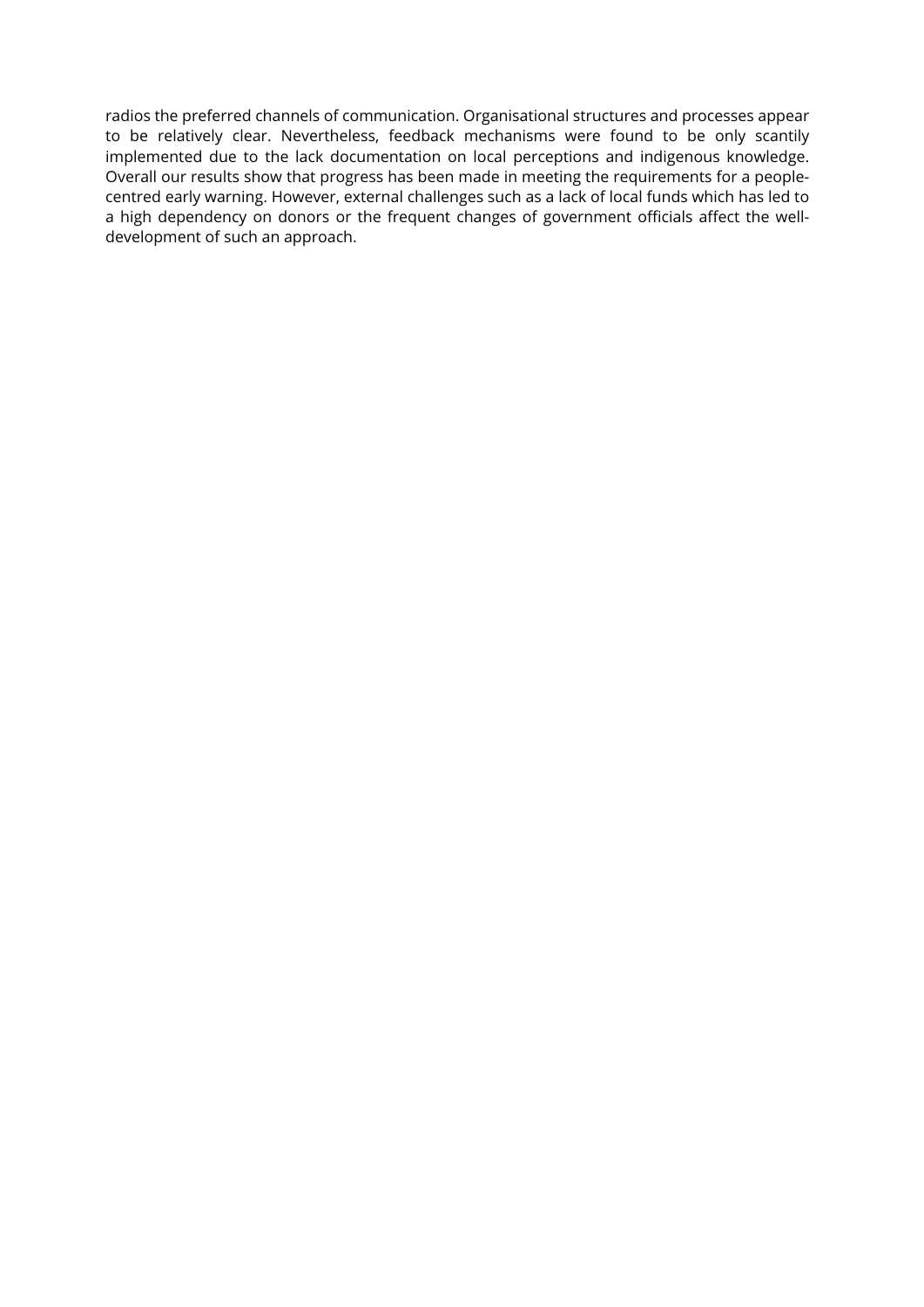radios the preferred channels of communication. Organisational structures and processes appear to be relatively clear. Nevertheless, feedback mechanisms were found to be only scantily implemented due to the lack documentation on local perceptions and indigenous knowledge. Overall our results show that progress has been made in meeting the requirements for a people-centred early warning. However, external challenges such as a lack of local funds which has led to a high dependency on donors or the frequent changes of government officials affect the well-development of such an approach.